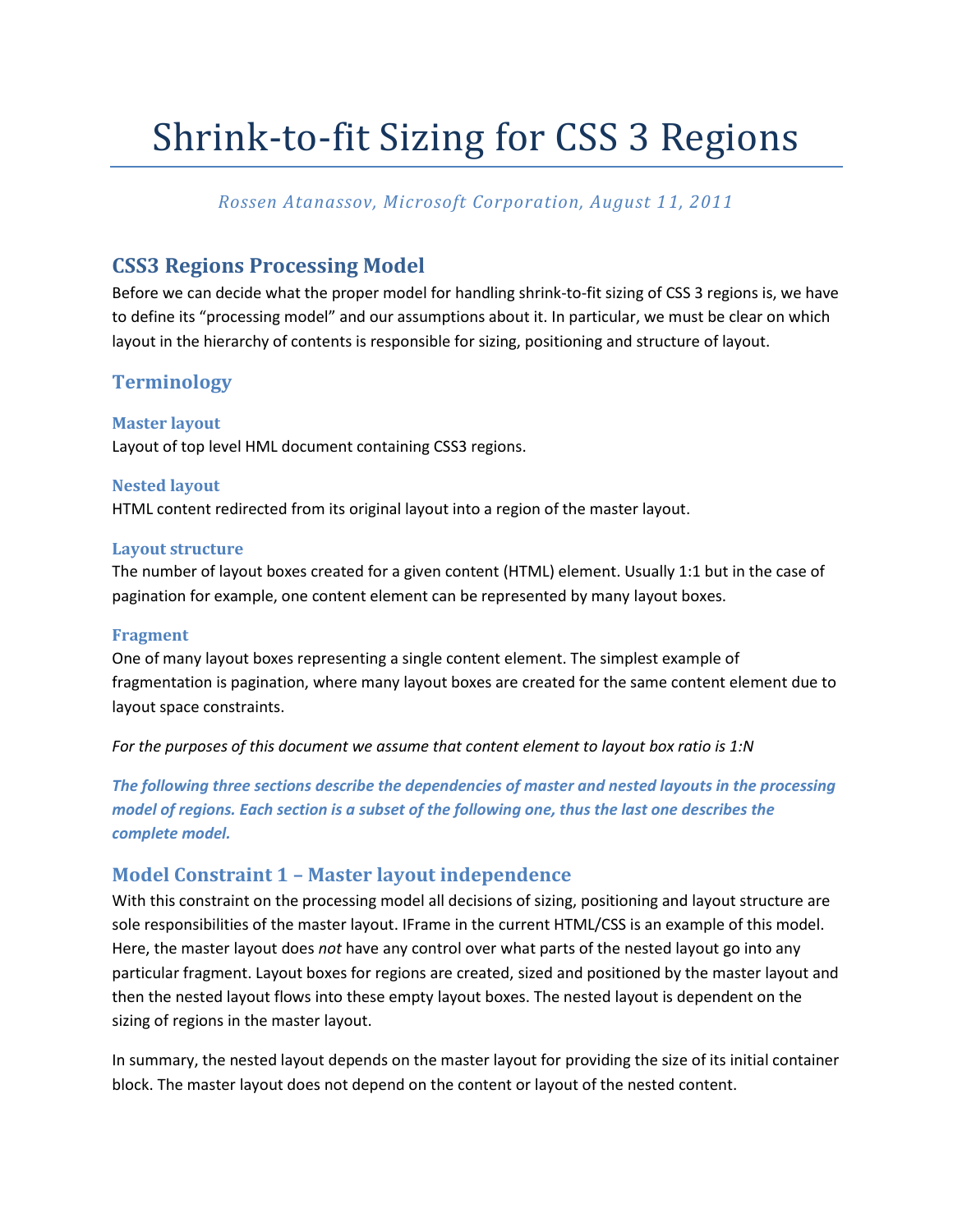# Shrink-to-fit Sizing for CSS 3 Regions

*Rossen Atanassov, Microsoft Corporation, August 11, 2011*

## CSS3 Regions Processing Model

Before we can decide what the proper model for handling shrink-to-fit sizing of CSS 3 regions is, we have to define its "processing model" and our assumptions about it. In particular, we must be clear on which layout in the hierarchy of contents is responsible for sizing, positioning and structure of layout.

## Terminology

### Master layout

Layout of top level HML document containing CSS3 regions.

### Nested layout

HTML content redirected from its original layout into a region of the master layout.

### Layout structure

The number of layout boxes created for a given content (HTML) element. Usually 1:1 but in the case of pagination for example, one content element can be represented by many layout boxes.

### Fragment

One of many layout boxes representing a single content element. The simplest example of fragmentation is pagination, where many layout boxes are created for the same content element due to layout space constraints.

*For the purposes of this document we assume that content element to layout box ratio is 1:N*

***The following three sections describe the dependencies of master and nested layouts in the processing model of regions. Each section is a subset of the following one, thus the last one describes the complete model.***

## Model Constraint 1 – Master layout independence

With this constraint on the processing model all decisions of sizing, positioning and layout structure are sole responsibilities of the master layout. IFrame in the current HTML/CSS is an example of this model. Here, the master layout does *not* have any control over what parts of the nested layout go into any particular fragment. Layout boxes for regions are created, sized and positioned by the master layout and then the nested layout flows into these empty layout boxes. The nested layout is dependent on the sizing of regions in the master layout.

In summary, the nested layout depends on the master layout for providing the size of its initial container block. The master layout does not depend on the content or layout of the nested content.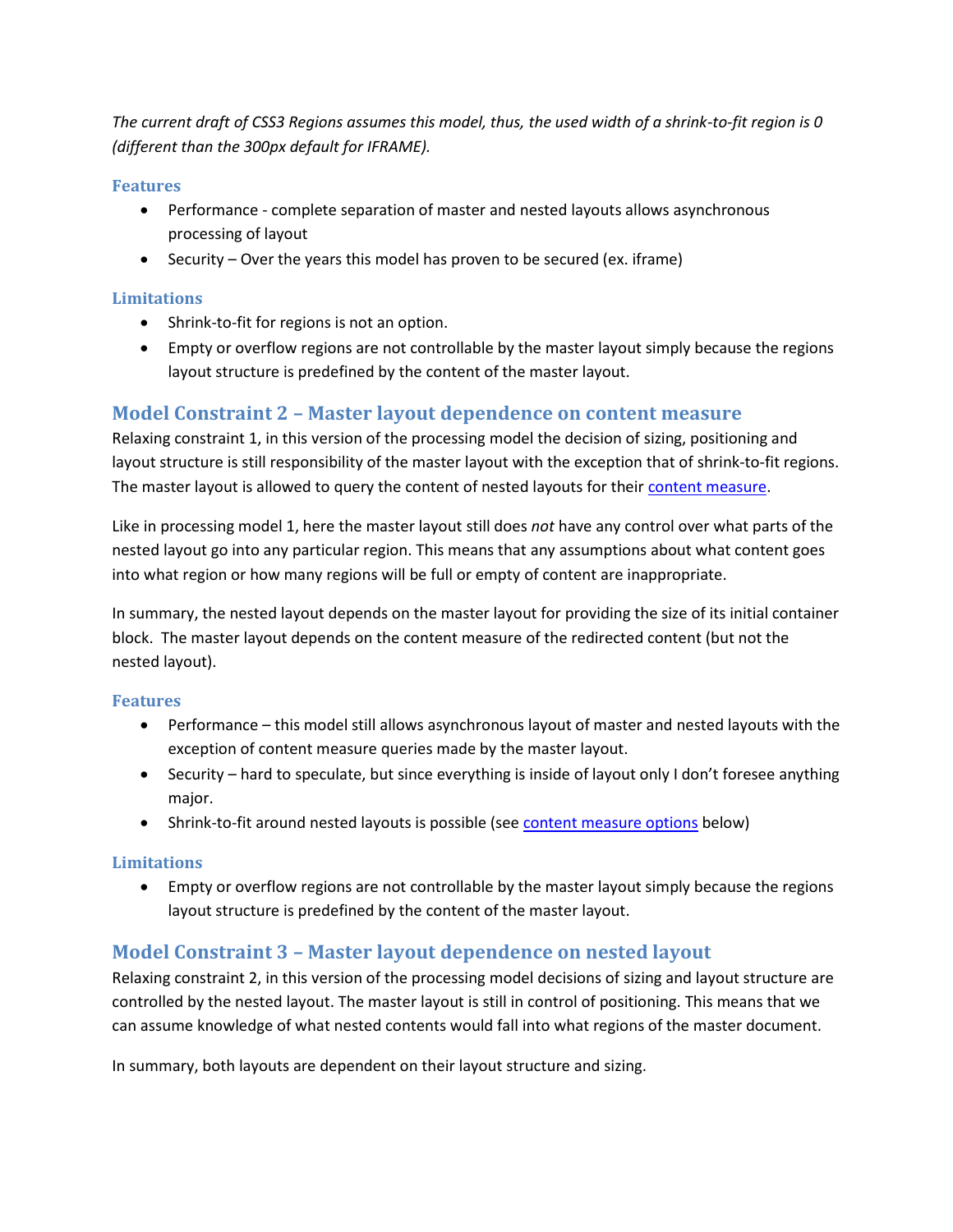*The current draft of CSS3 Regions assumes this model, thus, the used width of a shrink-to-fit region is 0 (different than the 300px default for IFRAME).*

### Features

- Performance - complete separation of master and nested layouts allows asynchronous processing of layout
- Security – Over the years this model has proven to be secured (ex. iframe)

### Limitations

- Shrink-to-fit for regions is not an option.
- Empty or overflow regions are not controllable by the master layout simply because the regions layout structure is predefined by the content of the master layout.

## Model Constraint 2 – Master layout dependence on content measure

Relaxing constraint 1, in this version of the processing model the decision of sizing, positioning and layout structure is still responsibility of the master layout with the exception that of shrink-to-fit regions. The master layout is allowed to query the content of nested layouts for their [content measure](#).

Like in processing model 1, here the master layout still does *not* have any control over what parts of the nested layout go into any particular region. This means that any assumptions about what content goes into what region or how many regions will be full or empty of content are inappropriate.

In summary, the nested layout depends on the master layout for providing the size of its initial container block. The master layout depends on the content measure of the redirected content (but not the nested layout).

### Features

- Performance – this model still allows asynchronous layout of master and nested layouts with the exception of content measure queries made by the master layout.
- Security – hard to speculate, but since everything is inside of layout only I don't foresee anything major.
- Shrink-to-fit around nested layouts is possible (see [content measure options](#) below)

### Limitations

- Empty or overflow regions are not controllable by the master layout simply because the regions layout structure is predefined by the content of the master layout.

## Model Constraint 3 – Master layout dependence on nested layout

Relaxing constraint 2, in this version of the processing model decisions of sizing and layout structure are controlled by the nested layout. The master layout is still in control of positioning. This means that we can assume knowledge of what nested contents would fall into what regions of the master document.

In summary, both layouts are dependent on their layout structure and sizing.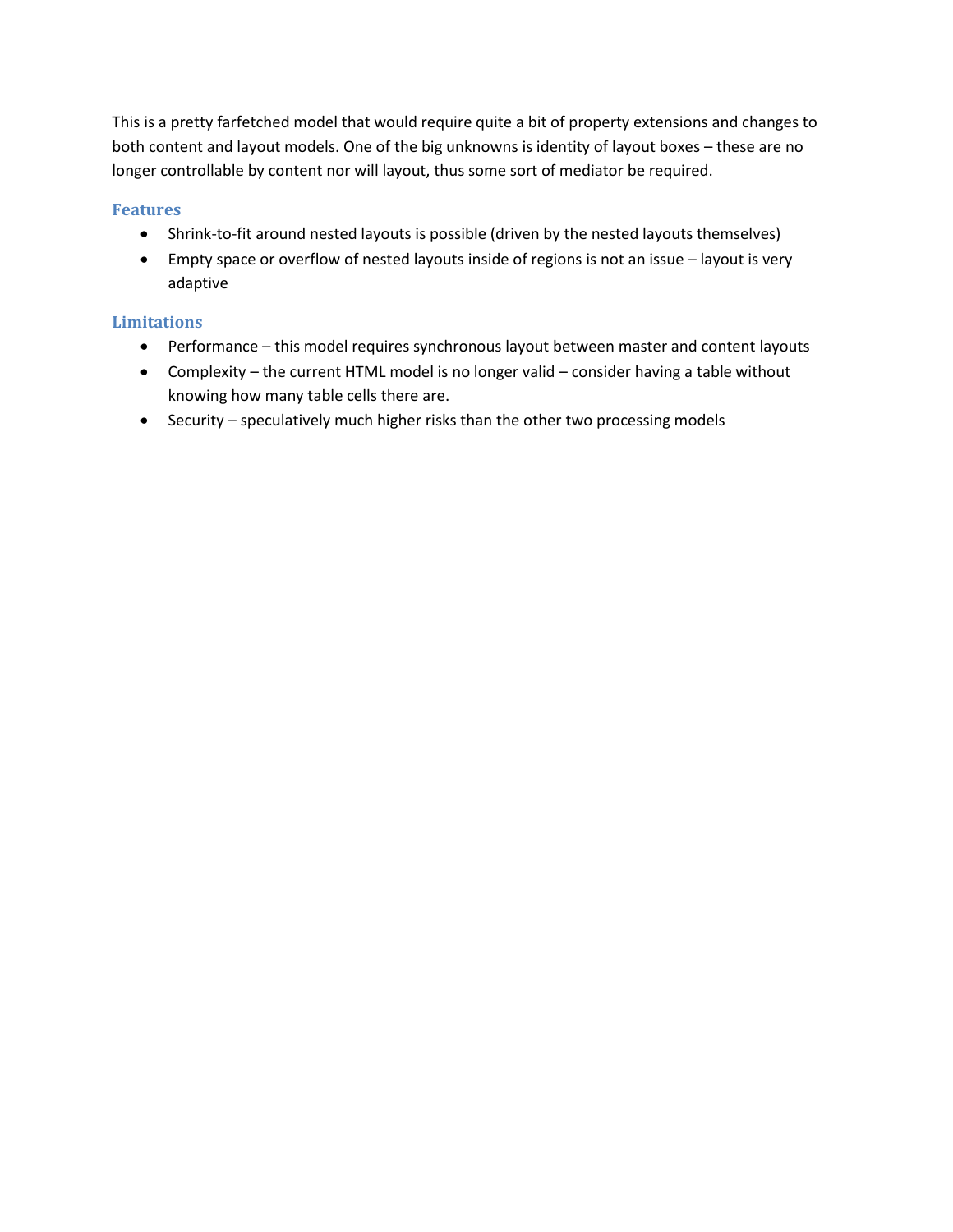This is a pretty farfetched model that would require quite a bit of property extensions and changes to both content and layout models. One of the big unknowns is identity of layout boxes – these are no longer controllable by content nor will layout, thus some sort of mediator be required.

### Features

- Shrink-to-fit around nested layouts is possible (driven by the nested layouts themselves)
- Empty space or overflow of nested layouts inside of regions is not an issue – layout is very adaptive

### Limitations

- Performance – this model requires synchronous layout between master and content layouts
- Complexity – the current HTML model is no longer valid – consider having a table without knowing how many table cells there are.
- Security – speculatively much higher risks than the other two processing models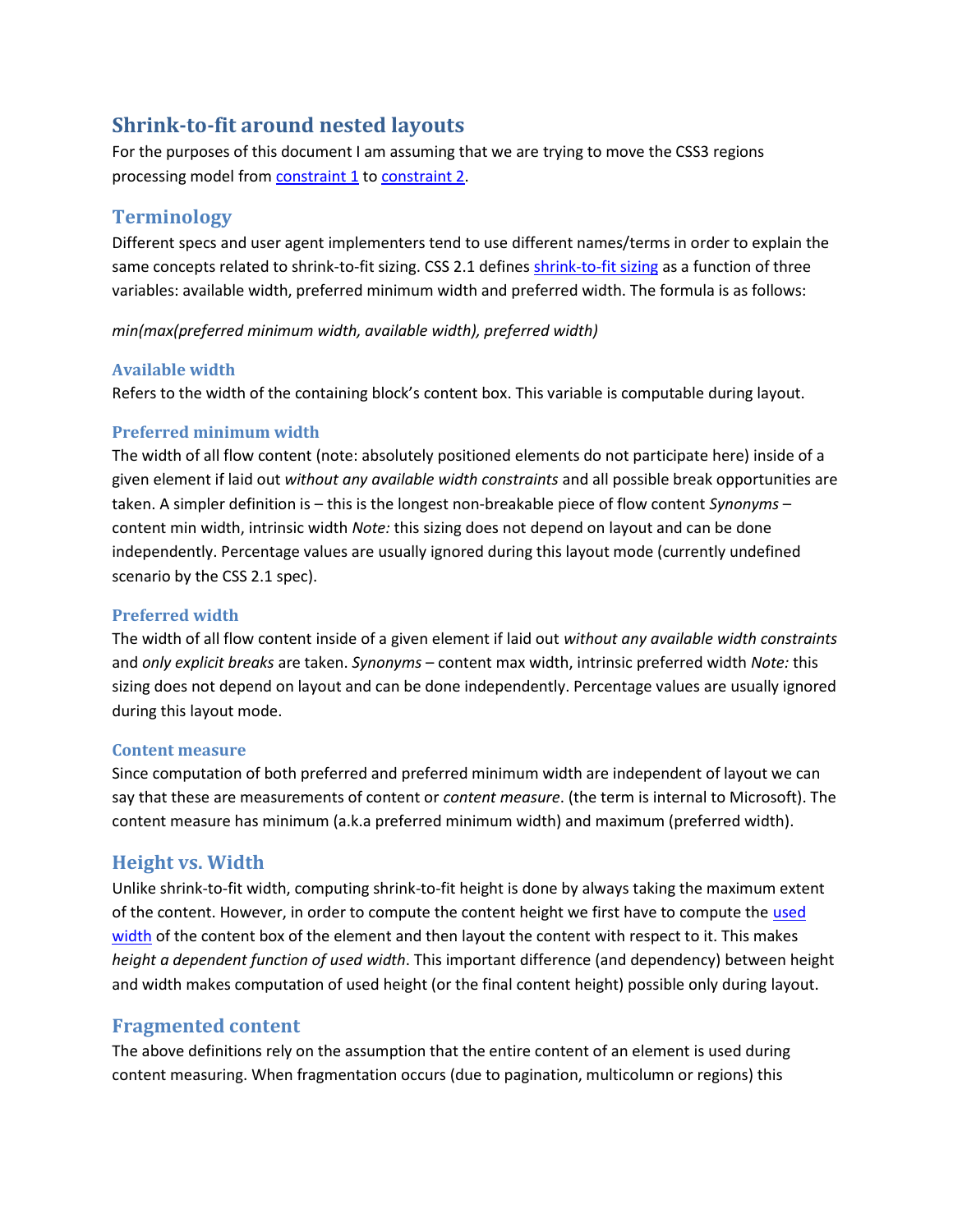# Shrink-to-fit around nested layouts

For the purposes of this document I am assuming that we are trying to move the CSS3 regions processing model from constraint 1 to constraint 2.

## Terminology

Different specs and user agent implementers tend to use different names/terms in order to explain the same concepts related to shrink-to-fit sizing. CSS 2.1 defines shrink-to-fit sizing as a function of three variables: available width, preferred minimum width and preferred width. The formula is as follows:

*min(max(preferred minimum width, available width), preferred width)*

### Available width

Refers to the width of the containing block's content box. This variable is computable during layout.

### Preferred minimum width

The width of all flow content (note: absolutely positioned elements do not participate here) inside of a given element if laid out *without any available width constraints* and all possible break opportunities are taken. A simpler definition is – this is the longest non-breakable piece of flow content *Synonyms* – content min width, intrinsic width *Note:* this sizing does not depend on layout and can be done independently. Percentage values are usually ignored during this layout mode (currently undefined scenario by the CSS 2.1 spec).

### Preferred width

The width of all flow content inside of a given element if laid out *without any available width constraints* and *only explicit breaks* are taken. *Synonyms* – content max width, intrinsic preferred width *Note:* this sizing does not depend on layout and can be done independently. Percentage values are usually ignored during this layout mode.

### Content measure

Since computation of both preferred and preferred minimum width are independent of layout we can say that these are measurements of content or *content measure*. (the term is internal to Microsoft). The content measure has minimum (a.k.a preferred minimum width) and maximum (preferred width).

## Height vs. Width

Unlike shrink-to-fit width, computing shrink-to-fit height is done by always taking the maximum extent of the content. However, in order to compute the content height we first have to compute the used width of the content box of the element and then layout the content with respect to it. This makes *height a dependent function of used width*. This important difference (and dependency) between height and width makes computation of used height (or the final content height) possible only during layout.

## Fragmented content

The above definitions rely on the assumption that the entire content of an element is used during content measuring. When fragmentation occurs (due to pagination, multicolumn or regions) this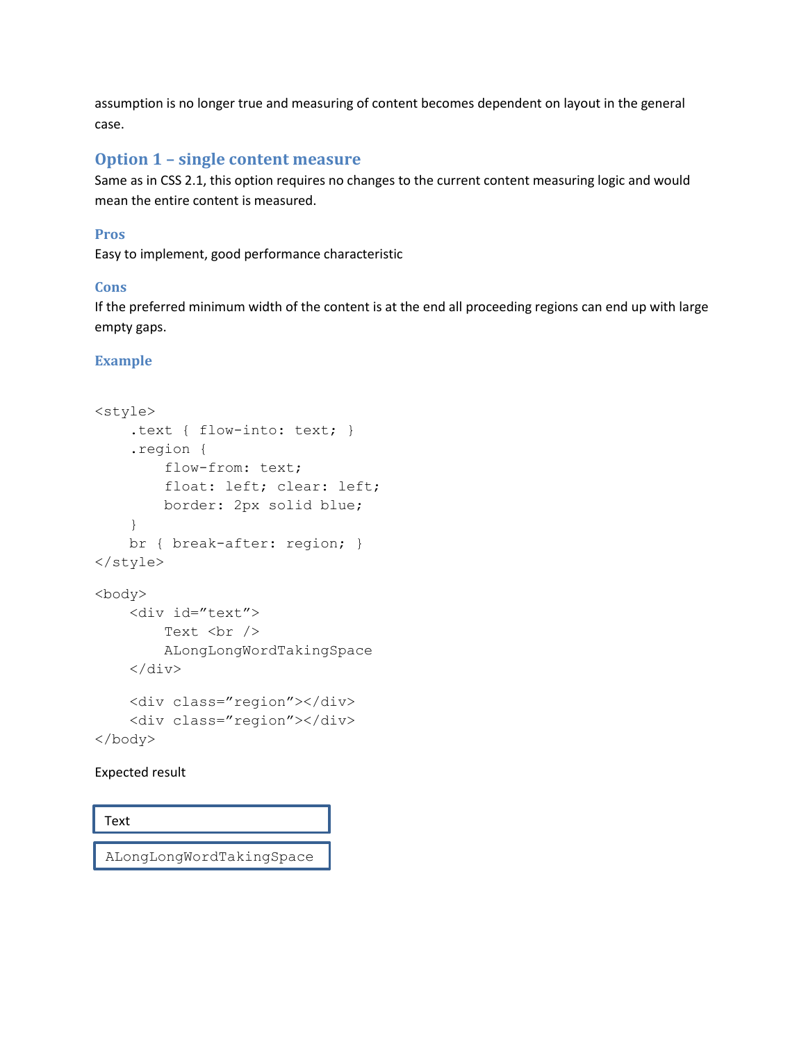assumption is no longer true and measuring of content becomes dependent on layout in the general case.

## Option 1 – single content measure

Same as in CSS 2.1, this option requires no changes to the current content measuring logic and would mean the entire content is measured.

### Pros

Easy to implement, good performance characteristic

### Cons

If the preferred minimum width of the content is at the end all proceeding regions can end up with large empty gaps.

### Example

```
<style>
    .text { flow-into: text; }
    .region {
        flow-from: text;
        float: left; clear: left;
        border: 2px solid blue;
    }
    br { break-after: region; }
</style>

<body>
    <div id="text">
        Text <br />
        ALongLongWordTakingSpace
    </div>

    <div class="region"></div>
    <div class="region"></div>
</body>
```

Expected result

```
+----------------------------+
| Text                       |
+----------------------------+
+----------------------------+
| ALongLongWordTakingSpace   |
+----------------------------+
```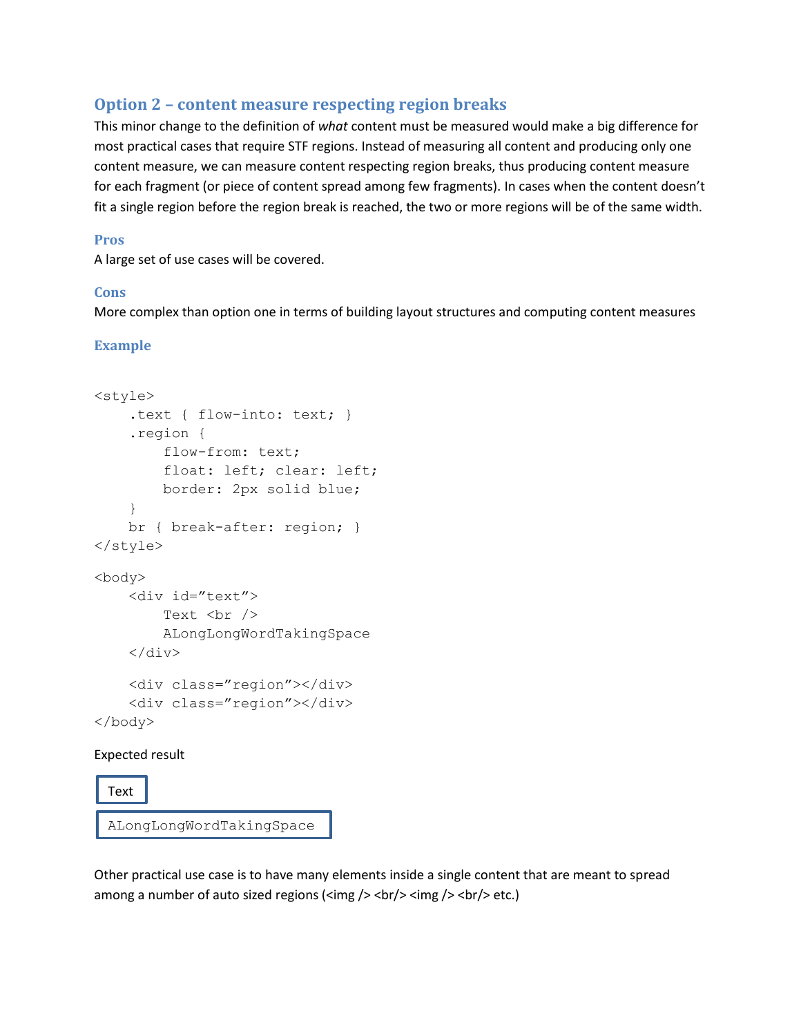## Option 2 – content measure respecting region breaks

This minor change to the definition of *what* content must be measured would make a big difference for most practical cases that require STF regions. Instead of measuring all content and producing only one content measure, we can measure content respecting region breaks, thus producing content measure for each fragment (or piece of content spread among few fragments). In cases when the content doesn't fit a single region before the region break is reached, the two or more regions will be of the same width.

### Pros

A large set of use cases will be covered.

### Cons

More complex than option one in terms of building layout structures and computing content measures

### Example

```
<style>
    .text { flow-into: text; }
    .region {
        flow-from: text;
        float: left; clear: left;
        border: 2px solid blue;
    }
    br { break-after: region; }
</style>

<body>
    <div id="text">
        Text <br />
        ALongLongWordTakingSpace
    </div>

    <div class="region"></div>
    <div class="region"></div>
</body>
```

Expected result

```
Text
ALongLongWordTakingSpace
```

Other practical use case is to have many elements inside a single content that are meant to spread among a number of auto sized regions (<img /> <br/> <img /> <br/> etc.)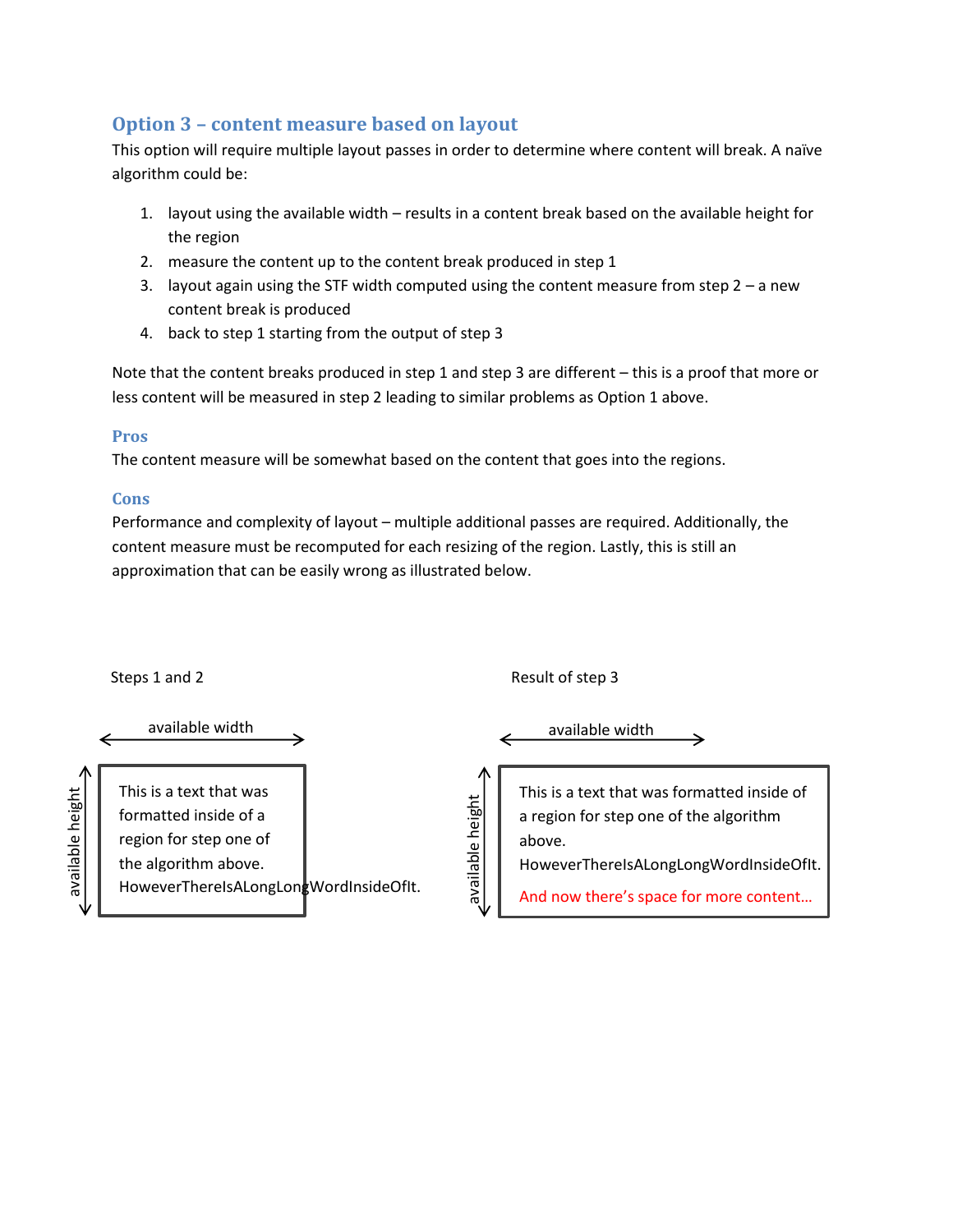## Option 3 – content measure based on layout

This option will require multiple layout passes in order to determine where content will break. A naïve algorithm could be:

1. layout using the available width – results in a content break based on the available height for the region
2. measure the content up to the content break produced in step 1
3. layout again using the STF width computed using the content measure from step 2 – a new content break is produced
4. back to step 1 starting from the output of step 3

Note that the content breaks produced in step 1 and step 3 are different – this is a proof that more or less content will be measured in step 2 leading to similar problems as Option 1 above.

### Pros

The content measure will be somewhat based on the content that goes into the regions.

### Cons

Performance and complexity of layout – multiple additional passes are required. Additionally, the content measure must be recomputed for each resizing of the region. Lastly, this is still an approximation that can be easily wrong as illustrated below.

Steps 1 and 2

available width

available height

This is a text that was formatted inside of a region for step one of the algorithm above. HoweverThereIsALongLongWordInsideOfIt.

Result of step 3

available width

available height

This is a text that was formatted inside of a region for step one of the algorithm above. HoweverThereIsALongLongWordInsideOfIt.

And now there's space for more content…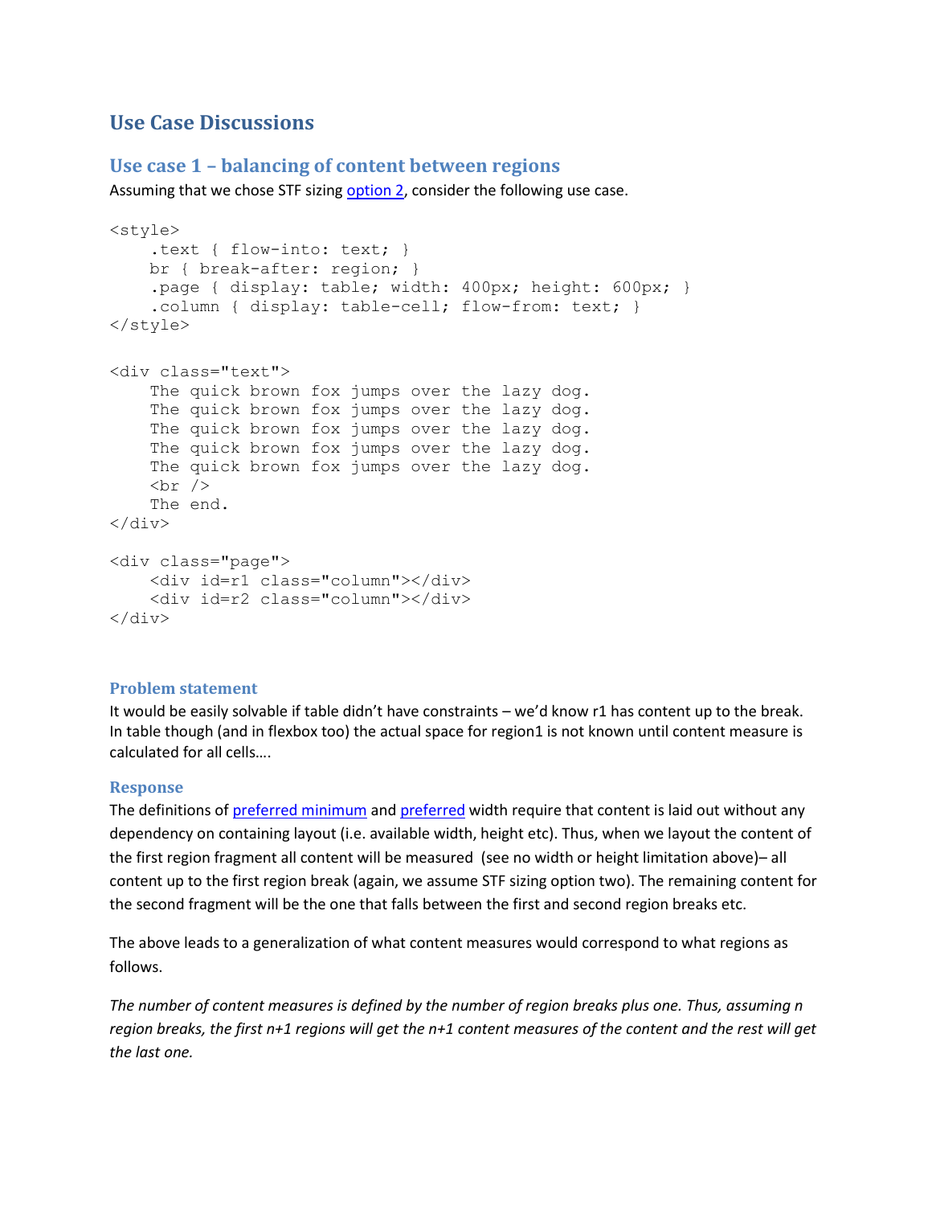# Use Case Discussions

## Use case 1 – balancing of content between regions

Assuming that we chose STF sizing option 2, consider the following use case.

```
<style>
    .text { flow-into: text; }
    br { break-after: region; }
    .page { display: table; width: 400px; height: 600px; }
    .column { display: table-cell; flow-from: text; }
</style>

<div class="text">
    The quick brown fox jumps over the lazy dog.
    The quick brown fox jumps over the lazy dog.
    The quick brown fox jumps over the lazy dog.
    The quick brown fox jumps over the lazy dog.
    The quick brown fox jumps over the lazy dog.
    <br />
    The end.
</div>

<div class="page">
    <div id=r1 class="column"></div>
    <div id=r2 class="column"></div>
</div>
```

### Problem statement

It would be easily solvable if table didn't have constraints – we'd know r1 has content up to the break. In table though (and in flexbox too) the actual space for region1 is not known until content measure is calculated for all cells….

### Response

The definitions of preferred minimum and preferred width require that content is laid out without any dependency on containing layout (i.e. available width, height etc). Thus, when we layout the content of the first region fragment all content will be measured (see no width or height limitation above)– all content up to the first region break (again, we assume STF sizing option two). The remaining content for the second fragment will be the one that falls between the first and second region breaks etc.

The above leads to a generalization of what content measures would correspond to what regions as follows.

*The number of content measures is defined by the number of region breaks plus one. Thus, assuming n region breaks, the first n+1 regions will get the n+1 content measures of the content and the rest will get the last one.*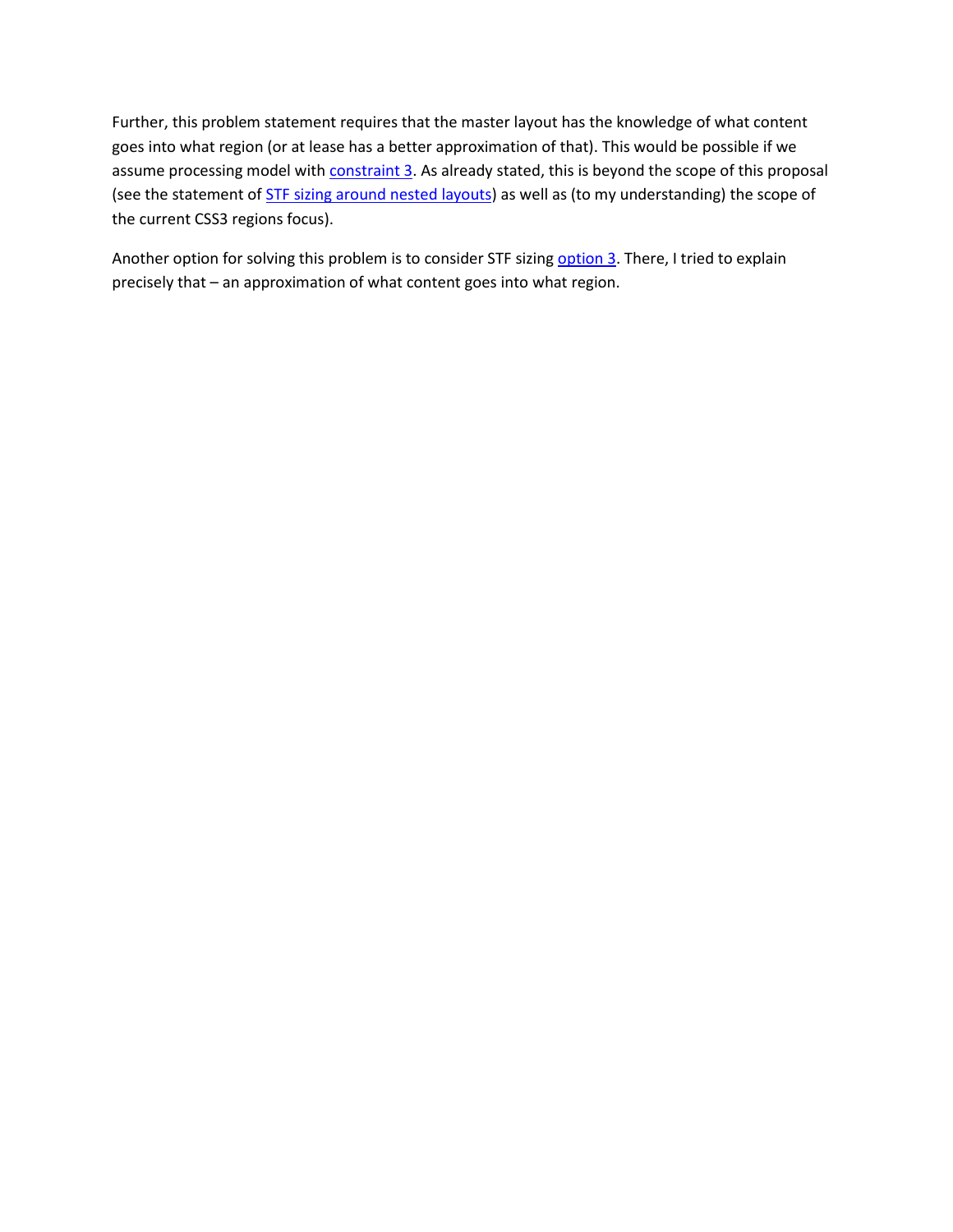Further, this problem statement requires that the master layout has the knowledge of what content goes into what region (or at lease has a better approximation of that). This would be possible if we assume processing model with constraint 3. As already stated, this is beyond the scope of this proposal (see the statement of STF sizing around nested layouts) as well as (to my understanding) the scope of the current CSS3 regions focus).

Another option for solving this problem is to consider STF sizing option 3. There, I tried to explain precisely that – an approximation of what content goes into what region.